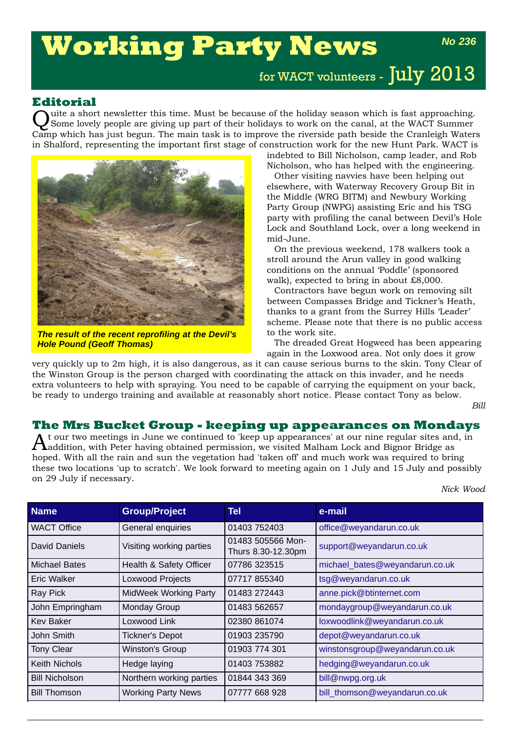# Working Party News

**No 236**

for WACT volunteers - July 2013

## Editorial

Quite a short newsletter this time. Must be because of the holiday season which is fast approaching. Some lovely people are giving up part of their holidays to work on the canal, at the WACT Summer Camp which has just begun. The main task is to improve the riverside path beside the Cranleigh Waters in Shalford, representing the important first stage of construction work for the new Hunt Park. WACT is indebted to Bill Nicholson, camp leader, and Rob Nicholson, who has helped with the engineering.

*The result of the recent reprofiling at the Devil's Hole Pound (Geoff Thomas)*

Other visiting navvies have been helping out elsewhere, with Waterway Recovery Group Bit in the Middle (WRG BITM) and Newbury Working Party Group (NWPG) assisting Eric and his TSG party with profiling the canal between Devil's Hole Lock and Southland Lock, over a long weekend in mid-June.

On the previous weekend, 178 walkers took a stroll around the Arun valley in good walking conditions on the annual 'Poddle' (sponsored walk), expected to bring in about £8,000.

Contractors have begun work on removing silt between Compasses Bridge and Tickner's Heath, thanks to a grant from the Surrey Hills 'Leader' scheme. Please note that there is no public access to the work site.

The dreaded Great Hogweed has been appearing again in the Loxwood area. Not only does it grow very quickly up to 2m high, it is also dangerous, as it can cause serious burns to the skin. Tony Clear of the Winston Group is the person charged with coordinating the attack on this invader, and he needs extra volunteers to help with spraying. You need to be capable of carrying the equipment on your back, be ready to undergo training and available at reasonably short notice. Please contact Tony as below.

*Bill*

## The Mrs Bucket Group - keeping up appearances on Mondays

At our two meetings in June we continued to 'keep up appearances' at our nine regular sites and, in addition, with Peter having obtained permission, we visited Malham Lock and Bignor Bridge as hoped. With all the rain and sun the vegetation had 'taken off' and much work was required to bring these two locations 'up to scratch'. We look forward to meeting again on 1 July and 15 July and possibly on 29 July if necessary.

*Nick Wood*

| Name | Group/Project | Tel | e-mail |
|---|---|---|---|
| WACT Office | General enquiries | 01403 752403 | office@weyandarun.co.uk |
| David Daniels | Visiting working parties | 01483 505566 Mon-Thurs 8.30-12.30pm | support@weyandarun.co.uk |
| Michael Bates | Health & Safety Officer | 07786 323515 | michael_bates@weyandarun.co.uk |
| Eric Walker | Loxwood Projects | 07717 855340 | tsg@weyandarun.co.uk |
| Ray Pick | MidWeek Working Party | 01483 272443 | anne.pick@btinternet.com |
| John Empringham | Monday Group | 01483 562657 | mondaygroup@weyandarun.co.uk |
| Kev Baker | Loxwood Link | 02380 861074 | loxwoodlink@weyandarun.co.uk |
| John Smith | Tickner's Depot | 01903 235790 | depot@weyandarun.co.uk |
| Tony Clear | Winston's Group | 01903 774 301 | winstonsgroup@weyandarun.co.uk |
| Keith Nichols | Hedge laying | 01403 753882 | hedging@weyandarun.co.uk |
| Bill Nicholson | Northern working parties | 01844 343 369 | bill@nwpg.org.uk |
| Bill Thomson | Working Party News | 07777 668 928 | bill_thomson@weyandarun.co.uk |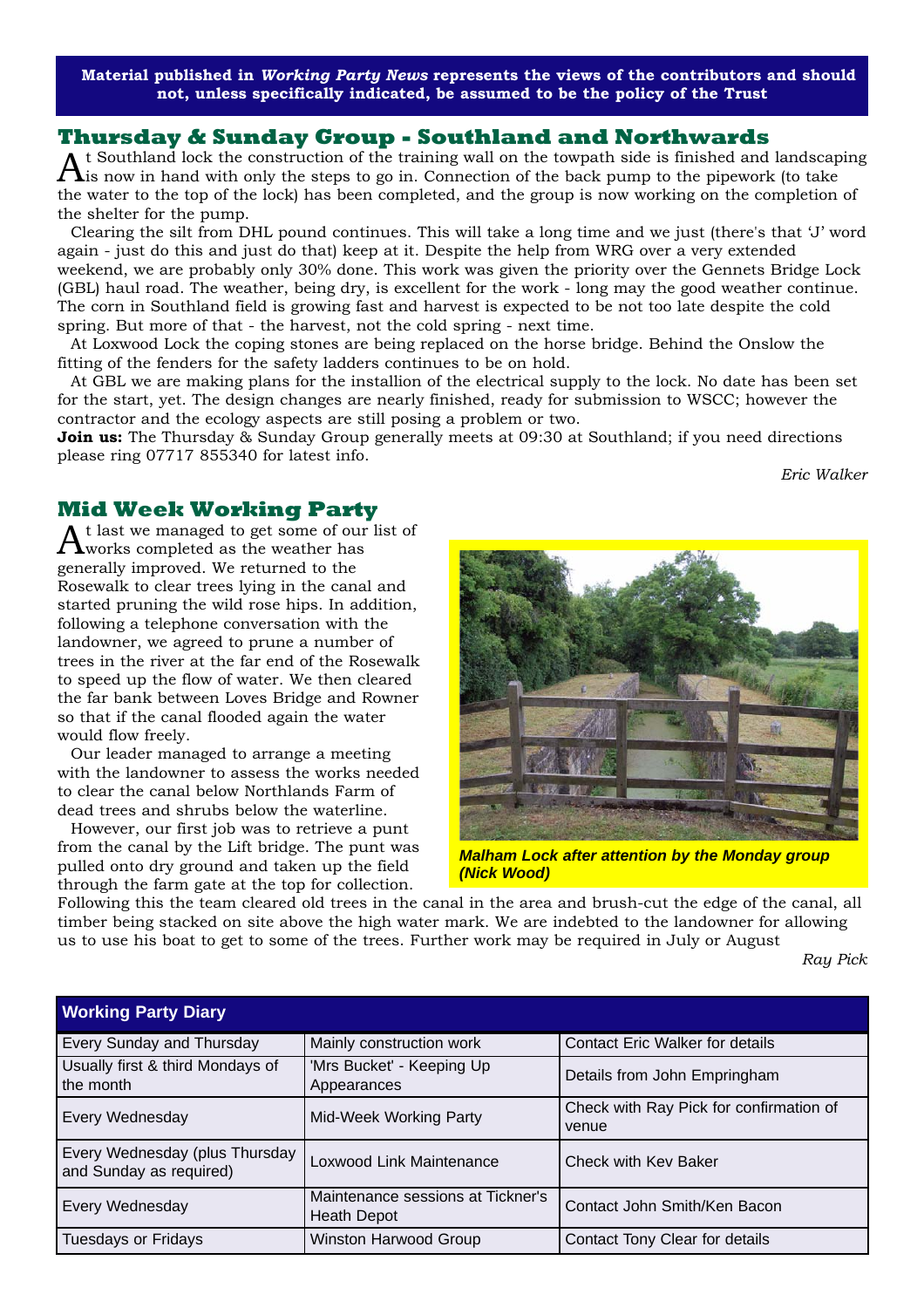**Material published in *Working Party News* represents the views of the contributors and should not, unless specifically indicated, be assumed to be the policy of the Trust**

## Thursday & Sunday Group - Southland and Northwards

At Southland lock the construction of the training wall on the towpath side is finished and landscaping is now in hand with only the steps to go in. Connection of the back pump to the pipework (to take the water to the top of the lock) has been completed, and the group is now working on the completion of the shelter for the pump.

Clearing the silt from DHL pound continues. This will take a long time and we just (there's that 'J' word again - just do this and just do that) keep at it. Despite the help from WRG over a very extended weekend, we are probably only 30% done. This work was given the priority over the Gennets Bridge Lock (GBL) haul road. The weather, being dry, is excellent for the work - long may the good weather continue. The corn in Southland field is growing fast and harvest is expected to be not too late despite the cold spring. But more of that - the harvest, not the cold spring - next time.

At Loxwood Lock the coping stones are being replaced on the horse bridge. Behind the Onslow the fitting of the fenders for the safety ladders continues to be on hold.

At GBL we are making plans for the installion of the electrical supply to the lock. No date has been set for the start, yet. The design changes are nearly finished, ready for submission to WSCC; however the contractor and the ecology aspects are still posing a problem or two.

**Join us:** The Thursday & Sunday Group generally meets at 09:30 at Southland; if you need directions please ring 07717 855340 for latest info.

*Eric Walker*

## Mid Week Working Party

At last we managed to get some of our list of works completed as the weather has generally improved. We returned to the Rosewalk to clear trees lying in the canal and started pruning the wild rose hips. In addition, following a telephone conversation with the landowner, we agreed to prune a number of trees in the river at the far end of the Rosewalk to speed up the flow of water. We then cleared the far bank between Loves Bridge and Rowner so that if the canal flooded again the water would flow freely.

Our leader managed to arrange a meeting with the landowner to assess the works needed to clear the canal below Northlands Farm of dead trees and shrubs below the waterline.

However, our first job was to retrieve a punt from the canal by the Lift bridge. The punt was pulled onto dry ground and taken up the field through the farm gate at the top for collection. Following this the team cleared old trees in the canal in the area and brush-cut the edge of the canal, all timber being stacked on site above the high water mark. We are indebted to the landowner for allowing us to use his boat to get to some of the trees. Further work may be required in July or August

*Ray Pick*

***Malham Lock after attention by the Monday group (Nick Wood)***

| Working Party Diary | | |
|---|---|---|
| Every Sunday and Thursday | Mainly construction work | Contact Eric Walker for details |
| Usually first & third Mondays of the month | 'Mrs Bucket' - Keeping Up Appearances | Details from John Empringham |
| Every Wednesday | Mid-Week Working Party | Check with Ray Pick for confirmation of venue |
| Every Wednesday (plus Thursday and Sunday as required) | Loxwood Link Maintenance | Check with Kev Baker |
| Every Wednesday | Maintenance sessions at Tickner's Heath Depot | Contact John Smith/Ken Bacon |
| Tuesdays or Fridays | Winston Harwood Group | Contact Tony Clear for details |